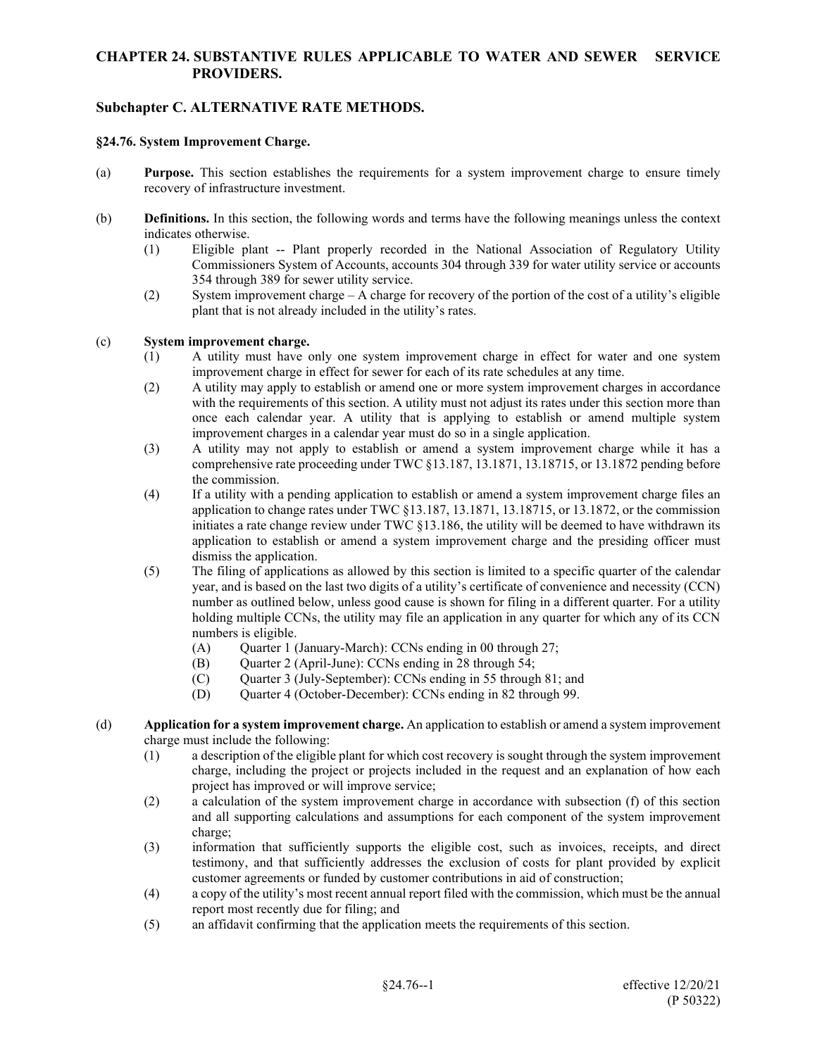# CHAPTER 24. SUBSTANTIVE RULES APPLICABLE TO WATER AND SEWER SERVICE PROVIDERS.

## Subchapter C. ALTERNATIVE RATE METHODS.

### §24.76. System Improvement Charge.

(a) **Purpose.** This section establishes the requirements for a system improvement charge to ensure timely recovery of infrastructure investment.

(b) **Definitions.** In this section, the following words and terms have the following meanings unless the context indicates otherwise.

- (1) Eligible plant -- Plant properly recorded in the National Association of Regulatory Utility Commissioners System of Accounts, accounts 304 through 339 for water utility service or accounts 354 through 389 for sewer utility service.
- (2) System improvement charge – A charge for recovery of the portion of the cost of a utility's eligible plant that is not already included in the utility's rates.

(c) **System improvement charge.**

- (1) A utility must have only one system improvement charge in effect for water and one system improvement charge in effect for sewer for each of its rate schedules at any time.
- (2) A utility may apply to establish or amend one or more system improvement charges in accordance with the requirements of this section. A utility must not adjust its rates under this section more than once each calendar year. A utility that is applying to establish or amend multiple system improvement charges in a calendar year must do so in a single application.
- (3) A utility may not apply to establish or amend a system improvement charge while it has a comprehensive rate proceeding under TWC §13.187, 13.1871, 13.18715, or 13.1872 pending before the commission.
- (4) If a utility with a pending application to establish or amend a system improvement charge files an application to change rates under TWC §13.187, 13.1871, 13.18715, or 13.1872, or the commission initiates a rate change review under TWC §13.186, the utility will be deemed to have withdrawn its application to establish or amend a system improvement charge and the presiding officer must dismiss the application.
- (5) The filing of applications as allowed by this section is limited to a specific quarter of the calendar year, and is based on the last two digits of a utility's certificate of convenience and necessity (CCN) number as outlined below, unless good cause is shown for filing in a different quarter. For a utility holding multiple CCNs, the utility may file an application in any quarter for which any of its CCN numbers is eligible.
  - (A) Quarter 1 (January-March): CCNs ending in 00 through 27;
  - (B) Quarter 2 (April-June): CCNs ending in 28 through 54;
  - (C) Quarter 3 (July-September): CCNs ending in 55 through 81; and
  - (D) Quarter 4 (October-December): CCNs ending in 82 through 99.

(d) **Application for a system improvement charge.** An application to establish or amend a system improvement charge must include the following:

- (1) a description of the eligible plant for which cost recovery is sought through the system improvement charge, including the project or projects included in the request and an explanation of how each project has improved or will improve service;
- (2) a calculation of the system improvement charge in accordance with subsection (f) of this section and all supporting calculations and assumptions for each component of the system improvement charge;
- (3) information that sufficiently supports the eligible cost, such as invoices, receipts, and direct testimony, and that sufficiently addresses the exclusion of costs for plant provided by explicit customer agreements or funded by customer contributions in aid of construction;
- (4) a copy of the utility's most recent annual report filed with the commission, which must be the annual report most recently due for filing; and
- (5) an affidavit confirming that the application meets the requirements of this section.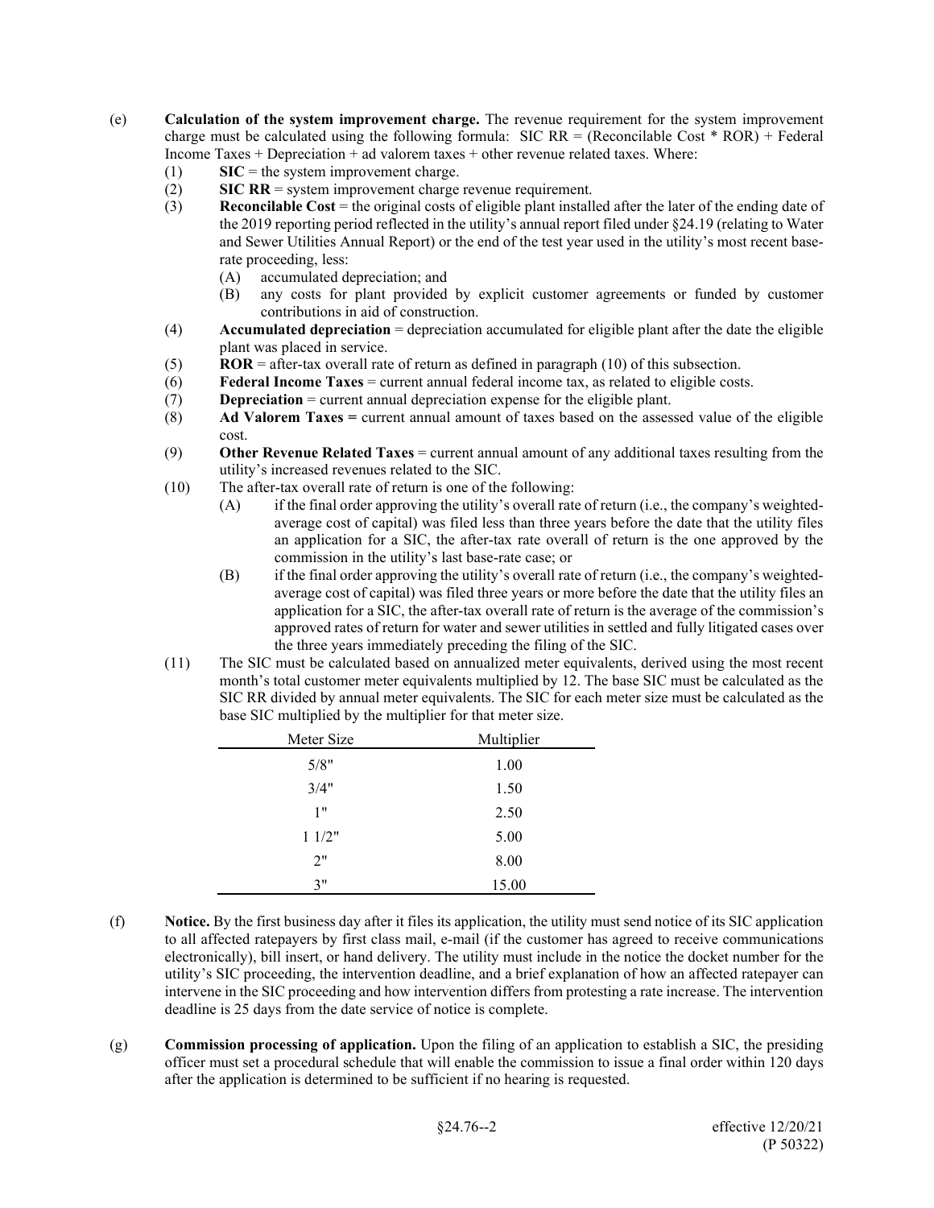(e) **Calculation of the system improvement charge.** The revenue requirement for the system improvement charge must be calculated using the following formula: SIC RR = (Reconcilable Cost * ROR) + Federal Income Taxes + Depreciation + ad valorem taxes + other revenue related taxes. Where:

(1) **SIC** = the system improvement charge.

(2) **SIC RR** = system improvement charge revenue requirement.

(3) **Reconcilable Cost** = the original costs of eligible plant installed after the later of the ending date of the 2019 reporting period reflected in the utility's annual report filed under §24.19 (relating to Water and Sewer Utilities Annual Report) or the end of the test year used in the utility's most recent base-rate proceeding, less:

  (A) accumulated depreciation; and

  (B) any costs for plant provided by explicit customer agreements or funded by customer contributions in aid of construction.

(4) **Accumulated depreciation** = depreciation accumulated for eligible plant after the date the eligible plant was placed in service.

(5) **ROR** = after-tax overall rate of return as defined in paragraph (10) of this subsection.

(6) **Federal Income Taxes** = current annual federal income tax, as related to eligible costs.

(7) **Depreciation** = current annual depreciation expense for the eligible plant.

(8) **Ad Valorem Taxes =** current annual amount of taxes based on the assessed value of the eligible cost.

(9) **Other Revenue Related Taxes** = current annual amount of any additional taxes resulting from the utility's increased revenues related to the SIC.

(10) The after-tax overall rate of return is one of the following:

  (A) if the final order approving the utility's overall rate of return (i.e., the company's weighted-average cost of capital) was filed less than three years before the date that the utility files an application for a SIC, the after-tax rate overall of return is the one approved by the commission in the utility's last base-rate case; or

  (B) if the final order approving the utility's overall rate of return (i.e., the company's weighted-average cost of capital) was filed three years or more before the date that the utility files an application for a SIC, the after-tax overall rate of return is the average of the commission's approved rates of return for water and sewer utilities in settled and fully litigated cases over the three years immediately preceding the filing of the SIC.

(11) The SIC must be calculated based on annualized meter equivalents, derived using the most recent month's total customer meter equivalents multiplied by 12. The base SIC must be calculated as the SIC RR divided by annual meter equivalents. The SIC for each meter size must be calculated as the base SIC multiplied by the multiplier for that meter size.

| Meter Size | Multiplier |
|---|---|
| 5/8" | 1.00 |
| 3/4" | 1.50 |
| 1" | 2.50 |
| 1 1/2" | 5.00 |
| 2" | 8.00 |
| 3" | 15.00 |

(f) **Notice.** By the first business day after it files its application, the utility must send notice of its SIC application to all affected ratepayers by first class mail, e-mail (if the customer has agreed to receive communications electronically), bill insert, or hand delivery. The utility must include in the notice the docket number for the utility's SIC proceeding, the intervention deadline, and a brief explanation of how an affected ratepayer can intervene in the SIC proceeding and how intervention differs from protesting a rate increase. The intervention deadline is 25 days from the date service of notice is complete.

(g) **Commission processing of application.** Upon the filing of an application to establish a SIC, the presiding officer must set a procedural schedule that will enable the commission to issue a final order within 120 days after the application is determined to be sufficient if no hearing is requested.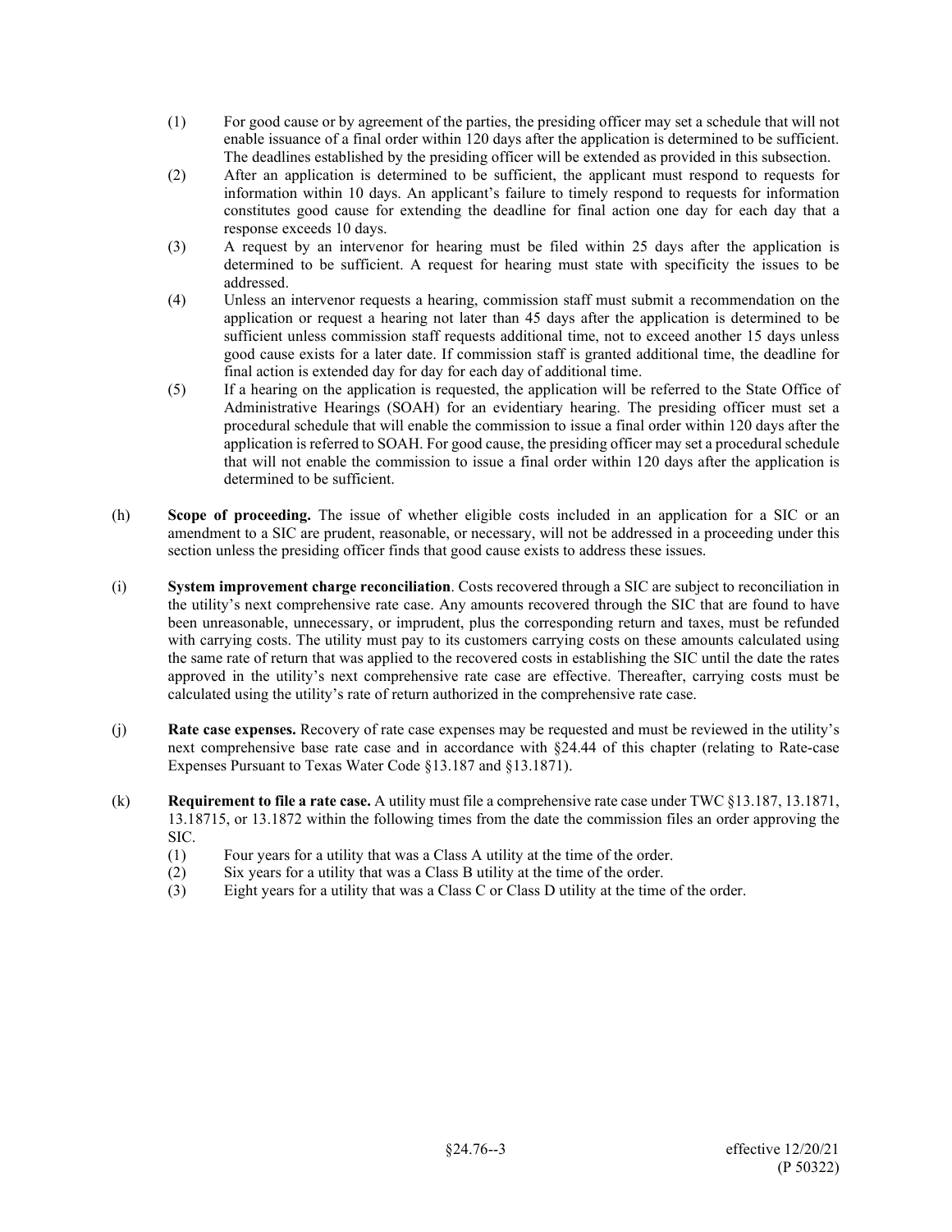(1) For good cause or by agreement of the parties, the presiding officer may set a schedule that will not enable issuance of a final order within 120 days after the application is determined to be sufficient. The deadlines established by the presiding officer will be extended as provided in this subsection.

(2) After an application is determined to be sufficient, the applicant must respond to requests for information within 10 days. An applicant's failure to timely respond to requests for information constitutes good cause for extending the deadline for final action one day for each day that a response exceeds 10 days.

(3) A request by an intervenor for hearing must be filed within 25 days after the application is determined to be sufficient. A request for hearing must state with specificity the issues to be addressed.

(4) Unless an intervenor requests a hearing, commission staff must submit a recommendation on the application or request a hearing not later than 45 days after the application is determined to be sufficient unless commission staff requests additional time, not to exceed another 15 days unless good cause exists for a later date. If commission staff is granted additional time, the deadline for final action is extended day for day for each day of additional time.

(5) If a hearing on the application is requested, the application will be referred to the State Office of Administrative Hearings (SOAH) for an evidentiary hearing. The presiding officer must set a procedural schedule that will enable the commission to issue a final order within 120 days after the application is referred to SOAH. For good cause, the presiding officer may set a procedural schedule that will not enable the commission to issue a final order within 120 days after the application is determined to be sufficient.

(h) **Scope of proceeding.** The issue of whether eligible costs included in an application for a SIC or an amendment to a SIC are prudent, reasonable, or necessary, will not be addressed in a proceeding under this section unless the presiding officer finds that good cause exists to address these issues.

(i) **System improvement charge reconciliation**. Costs recovered through a SIC are subject to reconciliation in the utility's next comprehensive rate case. Any amounts recovered through the SIC that are found to have been unreasonable, unnecessary, or imprudent, plus the corresponding return and taxes, must be refunded with carrying costs. The utility must pay to its customers carrying costs on these amounts calculated using the same rate of return that was applied to the recovered costs in establishing the SIC until the date the rates approved in the utility's next comprehensive rate case are effective. Thereafter, carrying costs must be calculated using the utility's rate of return authorized in the comprehensive rate case.

(j) **Rate case expenses.** Recovery of rate case expenses may be requested and must be reviewed in the utility's next comprehensive base rate case and in accordance with §24.44 of this chapter (relating to Rate-case Expenses Pursuant to Texas Water Code §13.187 and §13.1871).

(k) **Requirement to file a rate case.** A utility must file a comprehensive rate case under TWC §13.187, 13.1871, 13.18715, or 13.1872 within the following times from the date the commission files an order approving the SIC.

(1) Four years for a utility that was a Class A utility at the time of the order.

(2) Six years for a utility that was a Class B utility at the time of the order.

(3) Eight years for a utility that was a Class C or Class D utility at the time of the order.